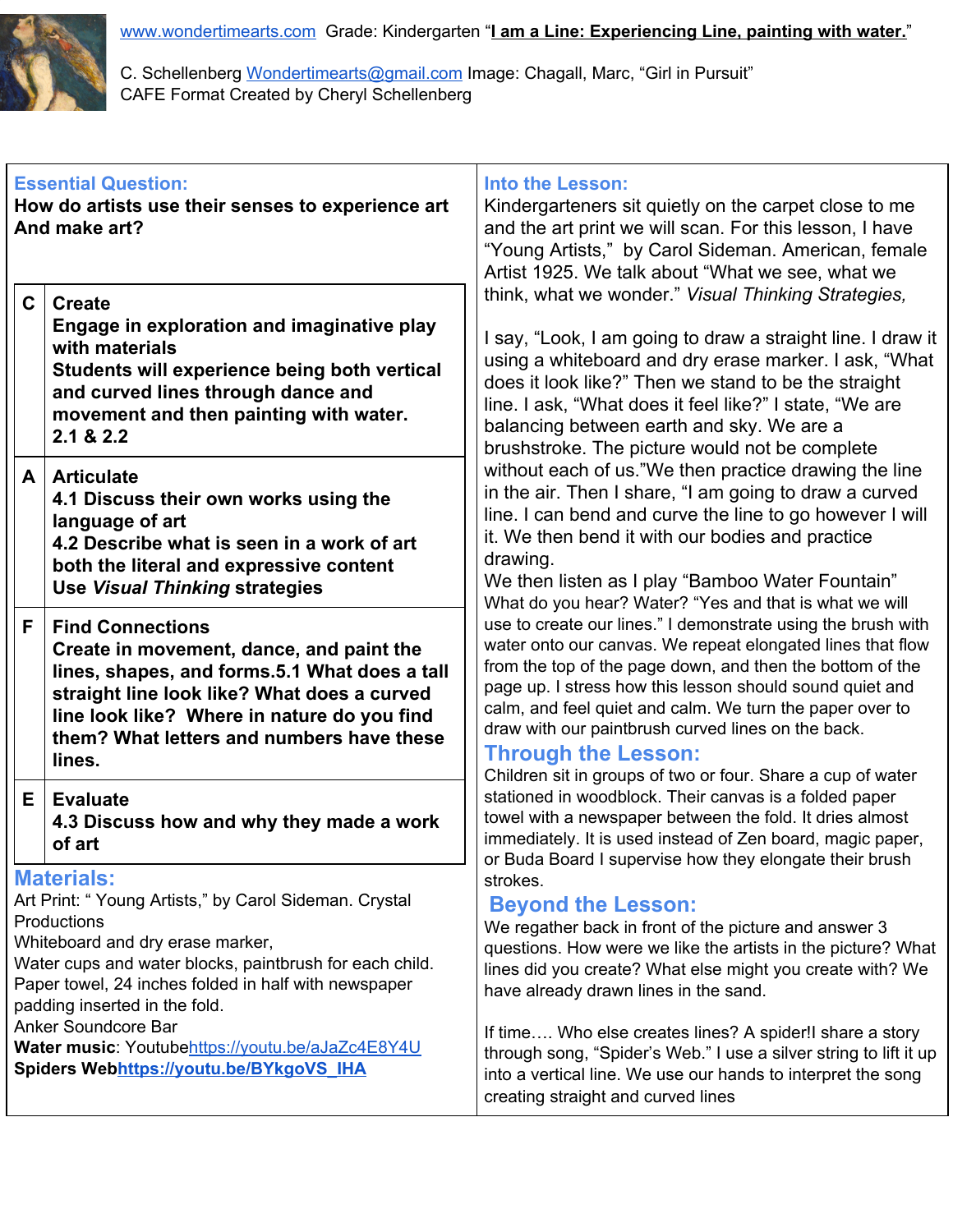www.wondertimearts.com Grade: Kindergarten "**I am a Line: Experiencing Line, painting with water.**"

C. Schellenberg Wondertimearts@gmail.com Image: Chagall, Marc, "Girl in Pursuit"
CAFE Format Created by Cheryl Schellenberg

## Essential Question:

**How do artists use their senses to experience art And make art?**

| | |
|---|---|
| **C** | **Create**<br>**Engage in exploration and imaginative play with materials**<br>**Students will experience being both vertical and curved lines through dance and movement and then painting with water.**<br>**2.1 & 2.2** |
| **A** | **Articulate**<br>**4.1 Discuss their own works using the language of art**<br>**4.2 Describe what is seen in a work of art both the literal and expressive content**<br>**Use *Visual Thinking* strategies** |
| **F** | **Find Connections**<br>**Create in movement, dance, and paint the lines, shapes, and forms.5.1 What does a tall straight line look like? What does a curved line look like? Where in nature do you find them? What letters and numbers have these lines.** |
| **E** | **Evaluate**<br>**4.3 Discuss how and why they made a work of art** |

## Materials:

Art Print: " Young Artists," by Carol Sideman. Crystal Productions
Whiteboard and dry erase marker,
Water cups and water blocks, paintbrush for each child.
Paper towel, 24 inches folded in half with newspaper padding inserted in the fold.
Anker Soundcore Bar
**Water music**: Youtubehttps://youtu.be/aJaZc4E8Y4U
**Spiders Webhttps://youtu.be/BYkgoVS_lHA**

## Into the Lesson:

Kindergarteners sit quietly on the carpet close to me and the art print we will scan. For this lesson, I have "Young Artists," by Carol Sideman. American, female Artist 1925. We talk about "What we see, what we think, what we wonder." *Visual Thinking Strategies,*

I say, "Look, I am going to draw a straight line. I draw it using a whiteboard and dry erase marker. I ask, "What does it look like?" Then we stand to be the straight line. I ask, "What does it feel like?" I state, "We are balancing between earth and sky. We are a brushstroke. The picture would not be complete without each of us."We then practice drawing the line in the air. Then I share, "I am going to draw a curved line. I can bend and curve the line to go however I will it. We then bend it with our bodies and practice drawing.
We then listen as I play "Bamboo Water Fountain" What do you hear? Water? "Yes and that is what we will use to create our lines." I demonstrate using the brush with water onto our canvas. We repeat elongated lines that flow from the top of the page down, and then the bottom of the page up. I stress how this lesson should sound quiet and calm, and feel quiet and calm. We turn the paper over to draw with our paintbrush curved lines on the back.

## Through the Lesson:

Children sit in groups of two or four. Share a cup of water stationed in woodblock. Their canvas is a folded paper towel with a newspaper between the fold. It dries almost immediately. It is used instead of Zen board, magic paper, or Buda Board I supervise how they elongate their brush strokes.

## Beyond the Lesson:

We regather back in front of the picture and answer 3 questions. How were we like the artists in the picture? What lines did you create? What else might you create with? We have already drawn lines in the sand.

If time…. Who else creates lines? A spider!I share a story through song, "Spider's Web." I use a silver string to lift it up into a vertical line. We use our hands to interpret the song creating straight and curved lines